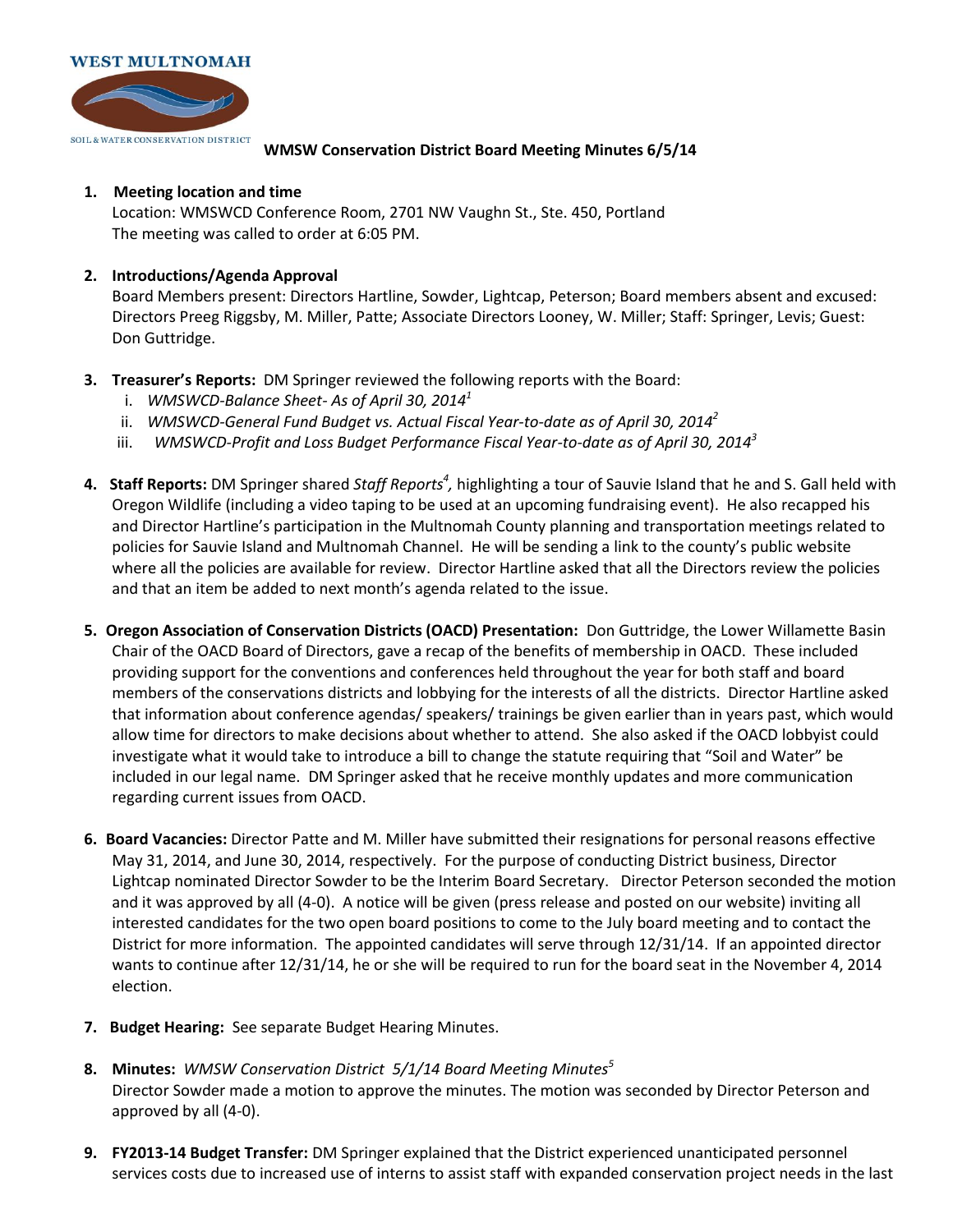**WEST MULTNOMAH**

SOIL & WATER CONSERVATION DISTRICT

# WMSW Conservation District Board Meeting Minutes 6/5/14

1. **Meeting location and time**
   Location: WMSWCD Conference Room, 2701 NW Vaughn St., Ste. 450, Portland
   The meeting was called to order at 6:05 PM.

2. **Introductions/Agenda Approval**
   Board Members present: Directors Hartline, Sowder, Lightcap, Peterson; Board members absent and excused: Directors Preeg Riggsby, M. Miller, Patte; Associate Directors Looney, W. Miller; Staff: Springer, Levis; Guest: Don Guttridge.

3. **Treasurer's Reports:** DM Springer reviewed the following reports with the Board:
   i. *WMSWCD-Balance Sheet- As of April 30, 2014*[1]
   ii. *WMSWCD-General Fund Budget vs. Actual Fiscal Year-to-date as of April 30, 2014*[2]
   iii. *WMSWCD-Profit and Loss Budget Performance Fiscal Year-to-date as of April 30, 2014*[3]

4. **Staff Reports:** DM Springer shared *Staff Reports*[4], highlighting a tour of Sauvie Island that he and S. Gall held with Oregon Wildlife (including a video taping to be used at an upcoming fundraising event). He also recapped his and Director Hartline's participation in the Multnomah County planning and transportation meetings related to policies for Sauvie Island and Multnomah Channel. He will be sending a link to the county's public website where all the policies are available for review. Director Hartline asked that all the Directors review the policies and that an item be added to next month's agenda related to the issue.

5. **Oregon Association of Conservation Districts (OACD) Presentation:** Don Guttridge, the Lower Willamette Basin Chair of the OACD Board of Directors, gave a recap of the benefits of membership in OACD. These included providing support for the conventions and conferences held throughout the year for both staff and board members of the conservations districts and lobbying for the interests of all the districts. Director Hartline asked that information about conference agendas/ speakers/ trainings be given earlier than in years past, which would allow time for directors to make decisions about whether to attend. She also asked if the OACD lobbyist could investigate what it would take to introduce a bill to change the statute requiring that "Soil and Water" be included in our legal name. DM Springer asked that he receive monthly updates and more communication regarding current issues from OACD.

6. **Board Vacancies:** Director Patte and M. Miller have submitted their resignations for personal reasons effective May 31, 2014, and June 30, 2014, respectively. For the purpose of conducting District business, Director Lightcap nominated Director Sowder to be the Interim Board Secretary. Director Peterson seconded the motion and it was approved by all (4-0). A notice will be given (press release and posted on our website) inviting all interested candidates for the two open board positions to come to the July board meeting and to contact the District for more information. The appointed candidates will serve through 12/31/14. If an appointed director wants to continue after 12/31/14, he or she will be required to run for the board seat in the November 4, 2014 election.

7. **Budget Hearing:** See separate Budget Hearing Minutes.

8. **Minutes:** *WMSW Conservation District 5/1/14 Board Meeting Minutes*[5]
   Director Sowder made a motion to approve the minutes. The motion was seconded by Director Peterson and approved by all (4-0).

9. **FY2013-14 Budget Transfer:** DM Springer explained that the District experienced unanticipated personnel services costs due to increased use of interns to assist staff with expanded conservation project needs in the last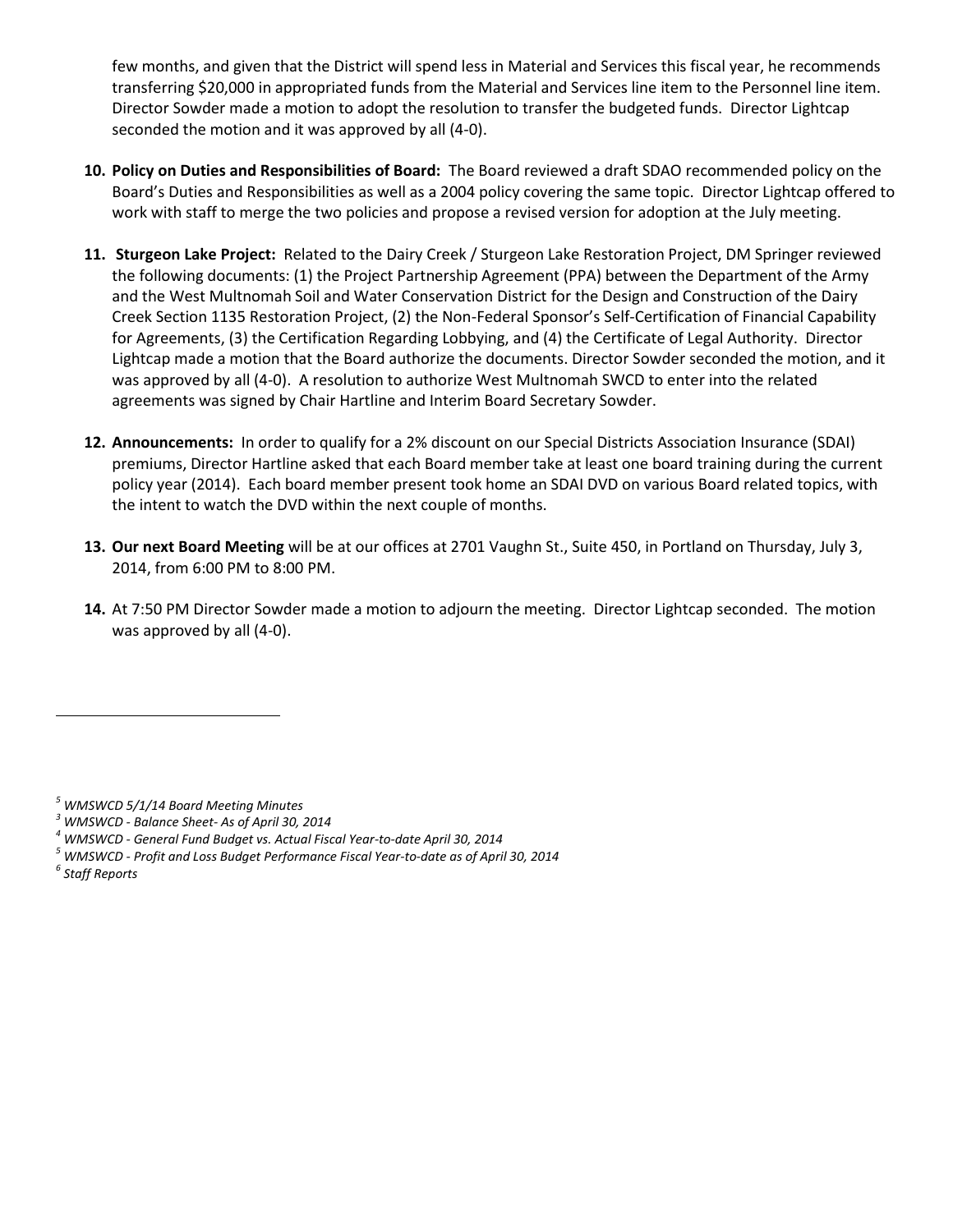few months, and given that the District will spend less in Material and Services this fiscal year, he recommends transferring $20,000 in appropriated funds from the Material and Services line item to the Personnel line item. Director Sowder made a motion to adopt the resolution to transfer the budgeted funds. Director Lightcap seconded the motion and it was approved by all (4-0).

10. **Policy on Duties and Responsibilities of Board:** The Board reviewed a draft SDAO recommended policy on the Board's Duties and Responsibilities as well as a 2004 policy covering the same topic. Director Lightcap offered to work with staff to merge the two policies and propose a revised version for adoption at the July meeting.

11. **Sturgeon Lake Project:** Related to the Dairy Creek / Sturgeon Lake Restoration Project, DM Springer reviewed the following documents: (1) the Project Partnership Agreement (PPA) between the Department of the Army and the West Multnomah Soil and Water Conservation District for the Design and Construction of the Dairy Creek Section 1135 Restoration Project, (2) the Non-Federal Sponsor's Self-Certification of Financial Capability for Agreements, (3) the Certification Regarding Lobbying, and (4) the Certificate of Legal Authority. Director Lightcap made a motion that the Board authorize the documents. Director Sowder seconded the motion, and it was approved by all (4-0). A resolution to authorize West Multnomah SWCD to enter into the related agreements was signed by Chair Hartline and Interim Board Secretary Sowder.

12. **Announcements:** In order to qualify for a 2% discount on our Special Districts Association Insurance (SDAI) premiums, Director Hartline asked that each Board member take at least one board training during the current policy year (2014). Each board member present took home an SDAI DVD on various Board related topics, with the intent to watch the DVD within the next couple of months.

13. **Our next Board Meeting** will be at our offices at 2701 Vaughn St., Suite 450, in Portland on Thursday, July 3, 2014, from 6:00 PM to 8:00 PM.

14. At 7:50 PM Director Sowder made a motion to adjourn the meeting. Director Lightcap seconded. The motion was approved by all (4-0).

---

[5] *WMSWCD 5/1/14 Board Meeting Minutes*
[3] *WMSWCD - Balance Sheet- As of April 30, 2014*
[4] *WMSWCD - General Fund Budget vs. Actual Fiscal Year-to-date April 30, 2014*
[5] *WMSWCD - Profit and Loss Budget Performance Fiscal Year-to-date as of April 30, 2014*
[6] *Staff Reports*